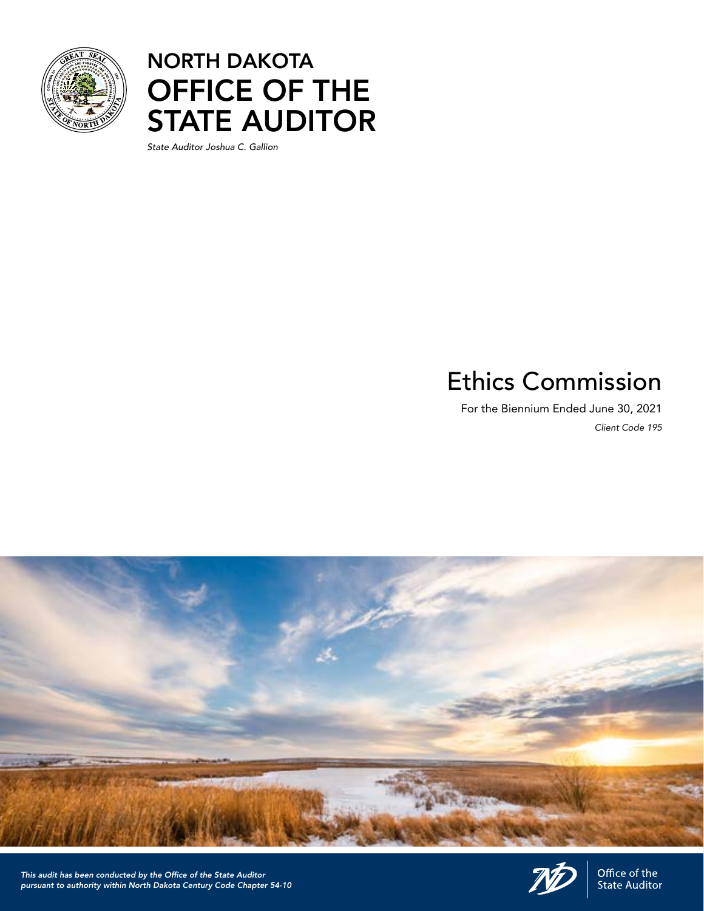# NORTH DAKOTA
# OFFICE OF THE STATE AUDITOR

*State Auditor Joshua C. Gallion*

## Ethics Commission

For the Biennium Ended June 30, 2021

*Client Code 195*

*This audit has been conducted by the Office of the State Auditor pursuant to authority within North Dakota Century Code Chapter 54-10*

Office of the State Auditor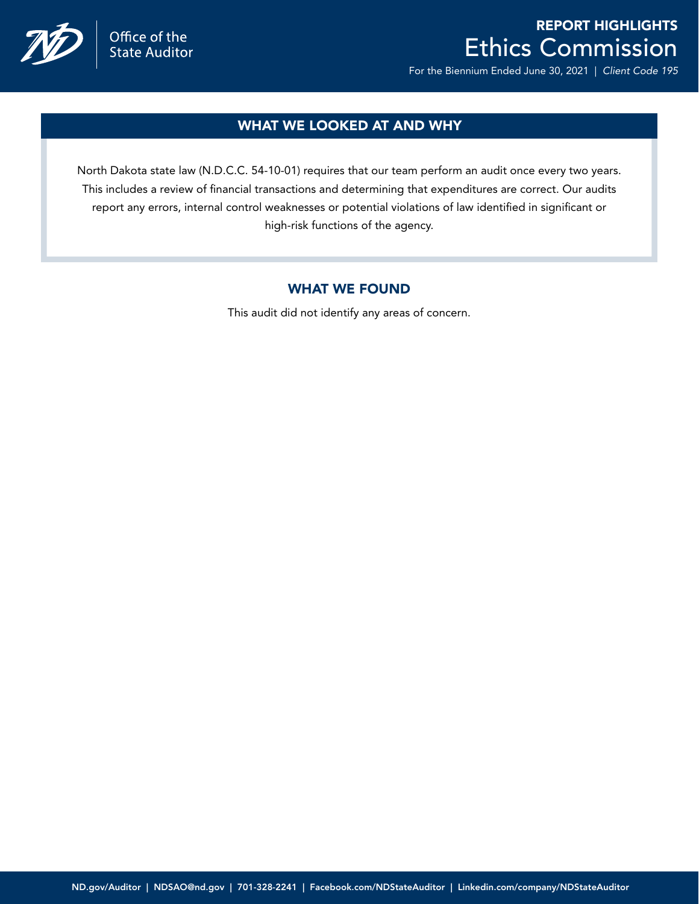Office of the State Auditor

# REPORT HIGHLIGHTS

# Ethics Commission

For the Biennium Ended June 30, 2021 | *Client Code 195*

## WHAT WE LOOKED AT AND WHY

North Dakota state law (N.D.C.C. 54-10-01) requires that our team perform an audit once every two years. This includes a review of financial transactions and determining that expenditures are correct. Our audits report any errors, internal control weaknesses or potential violations of law identified in significant or high-risk functions of the agency.

## WHAT WE FOUND

This audit did not identify any areas of concern.

ND.gov/Auditor | NDSAO@nd.gov | 701-328-2241 | Facebook.com/NDStateAuditor | Linkedin.com/company/NDStateAuditor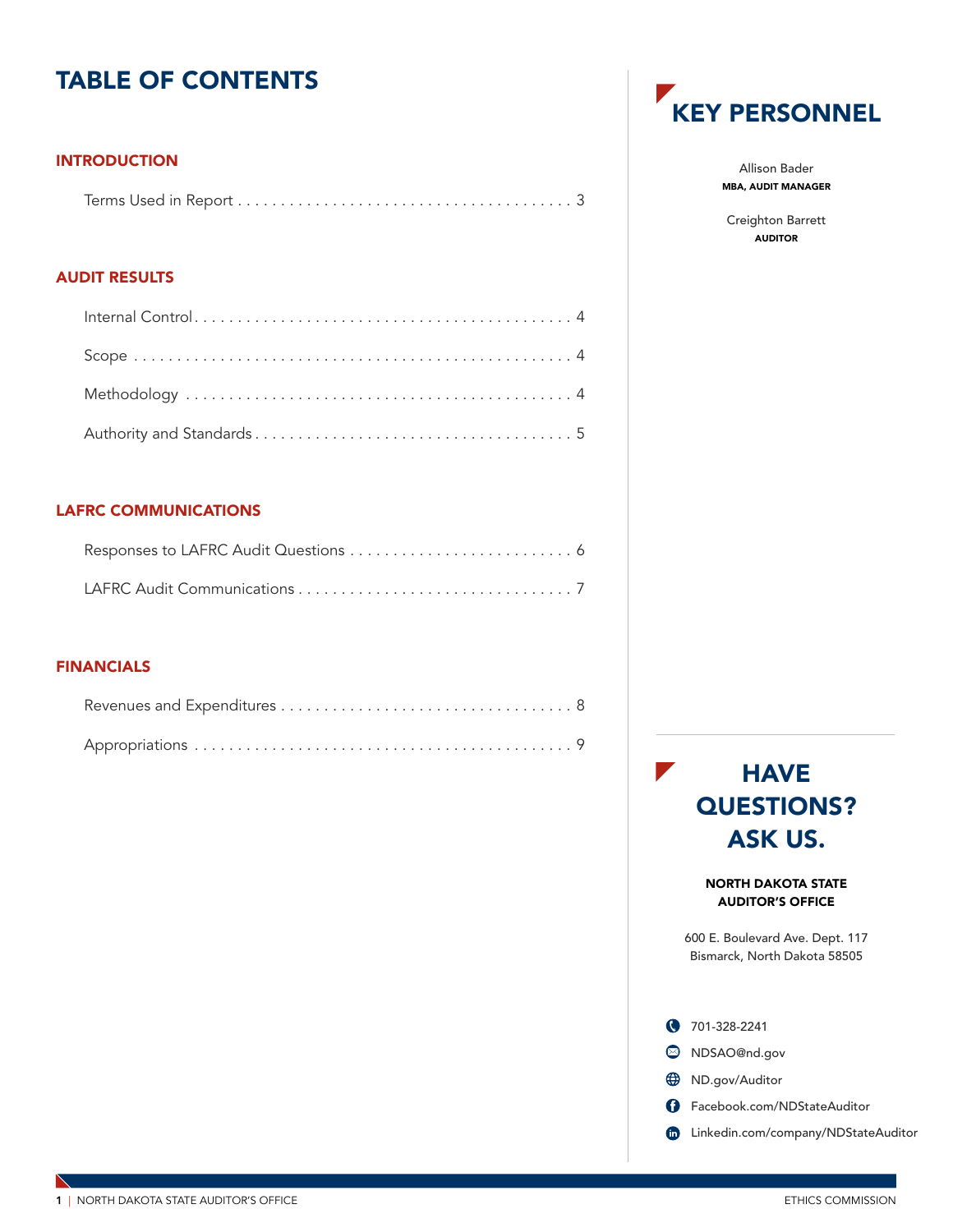# TABLE OF CONTENTS

## INTRODUCTION

Terms Used in Report . . . . . . . . . . . . . . . . . . . . . . . . . . . . . . . . . . . . . . 3

## AUDIT RESULTS

Internal Control . . . . . . . . . . . . . . . . . . . . . . . . . . . . . . . . . . . . . . . . . . . 4

Scope . . . . . . . . . . . . . . . . . . . . . . . . . . . . . . . . . . . . . . . . . . . . . . . . . . 4

Methodology . . . . . . . . . . . . . . . . . . . . . . . . . . . . . . . . . . . . . . . . . . . . . 4

Authority and Standards . . . . . . . . . . . . . . . . . . . . . . . . . . . . . . . . . . . . 5

## LAFRC COMMUNICATIONS

Responses to LAFRC Audit Questions . . . . . . . . . . . . . . . . . . . . . . . . . . 6

LAFRC Audit Communications . . . . . . . . . . . . . . . . . . . . . . . . . . . . . . . 7

## FINANCIALS

Revenues and Expenditures . . . . . . . . . . . . . . . . . . . . . . . . . . . . . . . . . 8

Appropriations . . . . . . . . . . . . . . . . . . . . . . . . . . . . . . . . . . . . . . . . . . . 9

# KEY PERSONNEL

Allison Bader
**MBA, AUDIT MANAGER**

Creighton Barrett
**AUDITOR**

# HAVE QUESTIONS? ASK US.

**NORTH DAKOTA STATE AUDITOR'S OFFICE**

600 E. Boulevard Ave. Dept. 117
Bismarck, North Dakota 58505

- 701-328-2241
- NDSAO@nd.gov
- ND.gov/Auditor
- Facebook.com/NDStateAuditor
- Linkedin.com/company/NDStateAuditor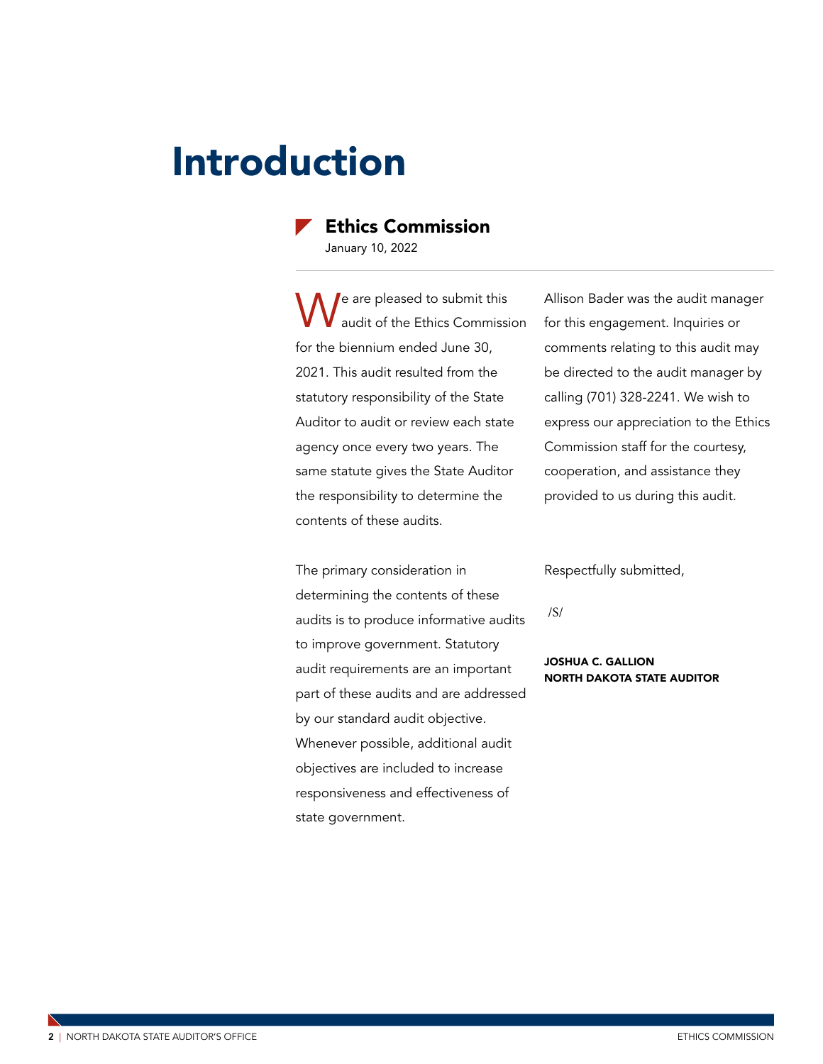# Introduction

## Ethics Commission

January 10, 2022

We are pleased to submit this audit of the Ethics Commission for the biennium ended June 30, 2021. This audit resulted from the statutory responsibility of the State Auditor to audit or review each state agency once every two years. The same statute gives the State Auditor the responsibility to determine the contents of these audits.

The primary consideration in determining the contents of these audits is to produce informative audits to improve government. Statutory audit requirements are an important part of these audits and are addressed by our standard audit objective. Whenever possible, additional audit objectives are included to increase responsiveness and effectiveness of state government.

Allison Bader was the audit manager for this engagement. Inquiries or comments relating to this audit may be directed to the audit manager by calling (701) 328-2241. We wish to express our appreciation to the Ethics Commission staff for the courtesy, cooperation, and assistance they provided to us during this audit.

Respectfully submitted,

/S/

**JOSHUA C. GALLION**
**NORTH DAKOTA STATE AUDITOR**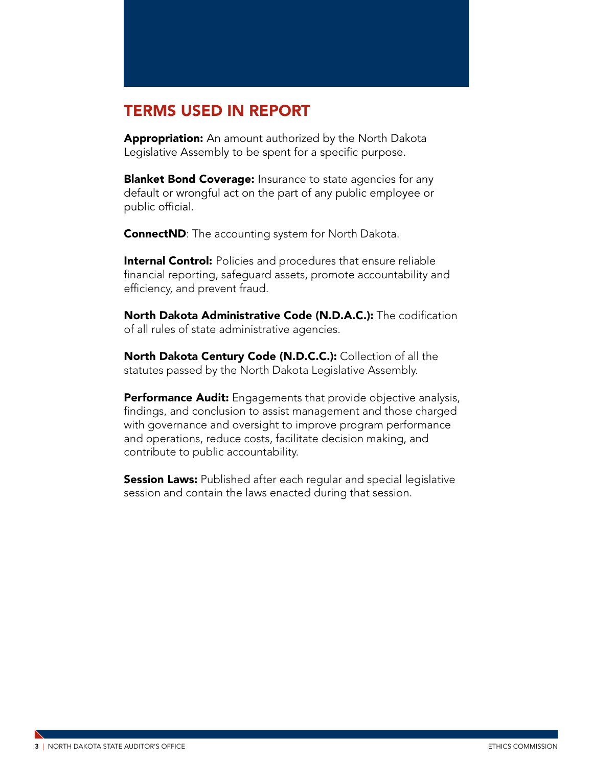# TERMS USED IN REPORT

**Appropriation:** An amount authorized by the North Dakota Legislative Assembly to be spent for a specific purpose.

**Blanket Bond Coverage:** Insurance to state agencies for any default or wrongful act on the part of any public employee or public official.

**ConnectND**: The accounting system for North Dakota.

**Internal Control:** Policies and procedures that ensure reliable financial reporting, safeguard assets, promote accountability and efficiency, and prevent fraud.

**North Dakota Administrative Code (N.D.A.C.):** The codification of all rules of state administrative agencies.

**North Dakota Century Code (N.D.C.C.):** Collection of all the statutes passed by the North Dakota Legislative Assembly.

**Performance Audit:** Engagements that provide objective analysis, findings, and conclusion to assist management and those charged with governance and oversight to improve program performance and operations, reduce costs, facilitate decision making, and contribute to public accountability.

**Session Laws:** Published after each regular and special legislative session and contain the laws enacted during that session.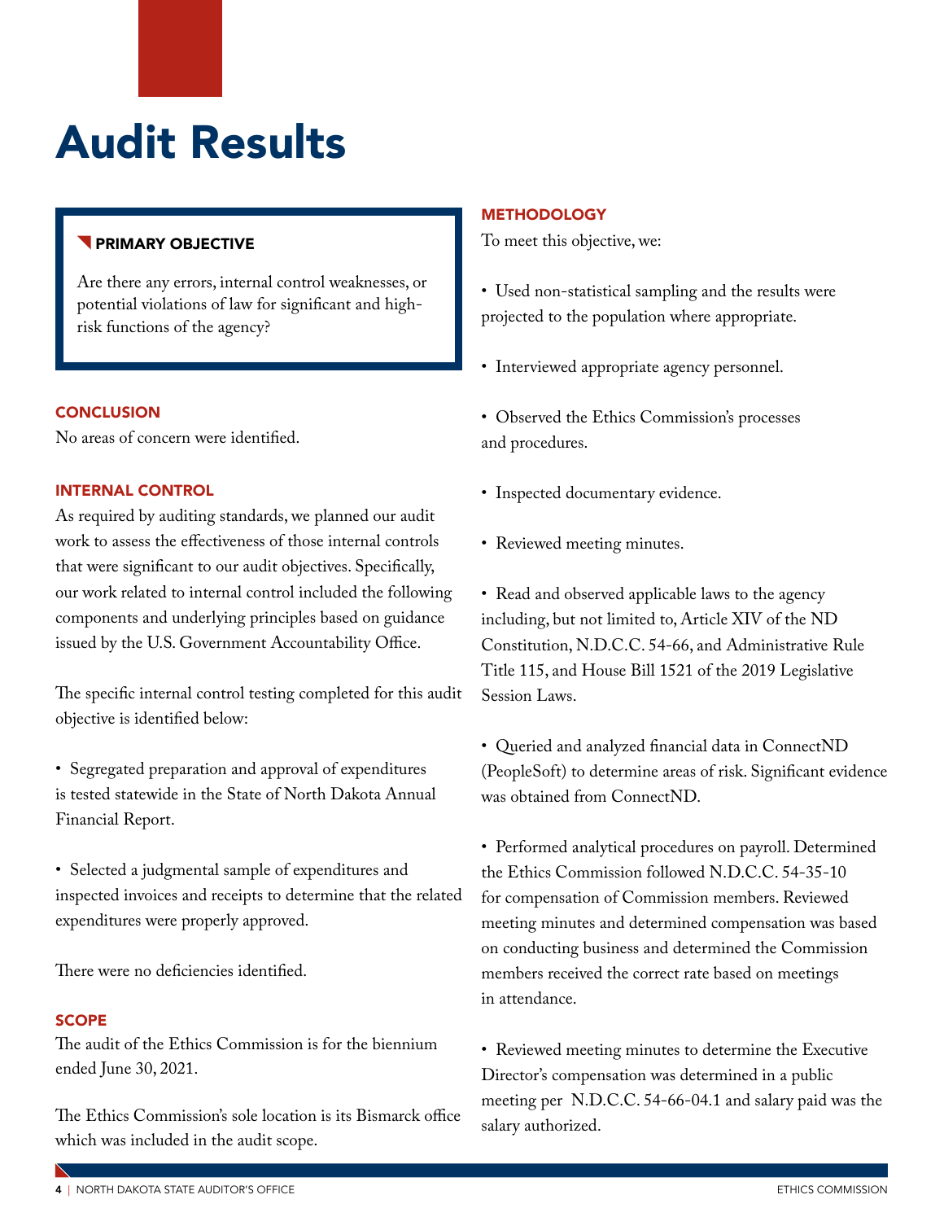# Audit Results

### PRIMARY OBJECTIVE

Are there any errors, internal control weaknesses, or potential violations of law for significant and high-risk functions of the agency?

### CONCLUSION

No areas of concern were identified.

### INTERNAL CONTROL

As required by auditing standards, we planned our audit work to assess the effectiveness of those internal controls that were significant to our audit objectives. Specifically, our work related to internal control included the following components and underlying principles based on guidance issued by the U.S. Government Accountability Office.

The specific internal control testing completed for this audit objective is identified below:

- Segregated preparation and approval of expenditures is tested statewide in the State of North Dakota Annual Financial Report.
- Selected a judgmental sample of expenditures and inspected invoices and receipts to determine that the related expenditures were properly approved.

There were no deficiencies identified.

### SCOPE

The audit of the Ethics Commission is for the biennium ended June 30, 2021.

The Ethics Commission's sole location is its Bismarck office which was included in the audit scope.

### METHODOLOGY

To meet this objective, we:

- Used non-statistical sampling and the results were projected to the population where appropriate.
- Interviewed appropriate agency personnel.
- Observed the Ethics Commission's processes and procedures.
- Inspected documentary evidence.
- Reviewed meeting minutes.
- Read and observed applicable laws to the agency including, but not limited to, Article XIV of the ND Constitution, N.D.C.C. 54-66, and Administrative Rule Title 115, and House Bill 1521 of the 2019 Legislative Session Laws.
- Queried and analyzed financial data in ConnectND (PeopleSoft) to determine areas of risk. Significant evidence was obtained from ConnectND.
- Performed analytical procedures on payroll. Determined the Ethics Commission followed N.D.C.C. 54-35-10 for compensation of Commission members. Reviewed meeting minutes and determined compensation was based on conducting business and determined the Commission members received the correct rate based on meetings in attendance.
- Reviewed meeting minutes to determine the Executive Director's compensation was determined in a public meeting per N.D.C.C. 54-66-04.1 and salary paid was the salary authorized.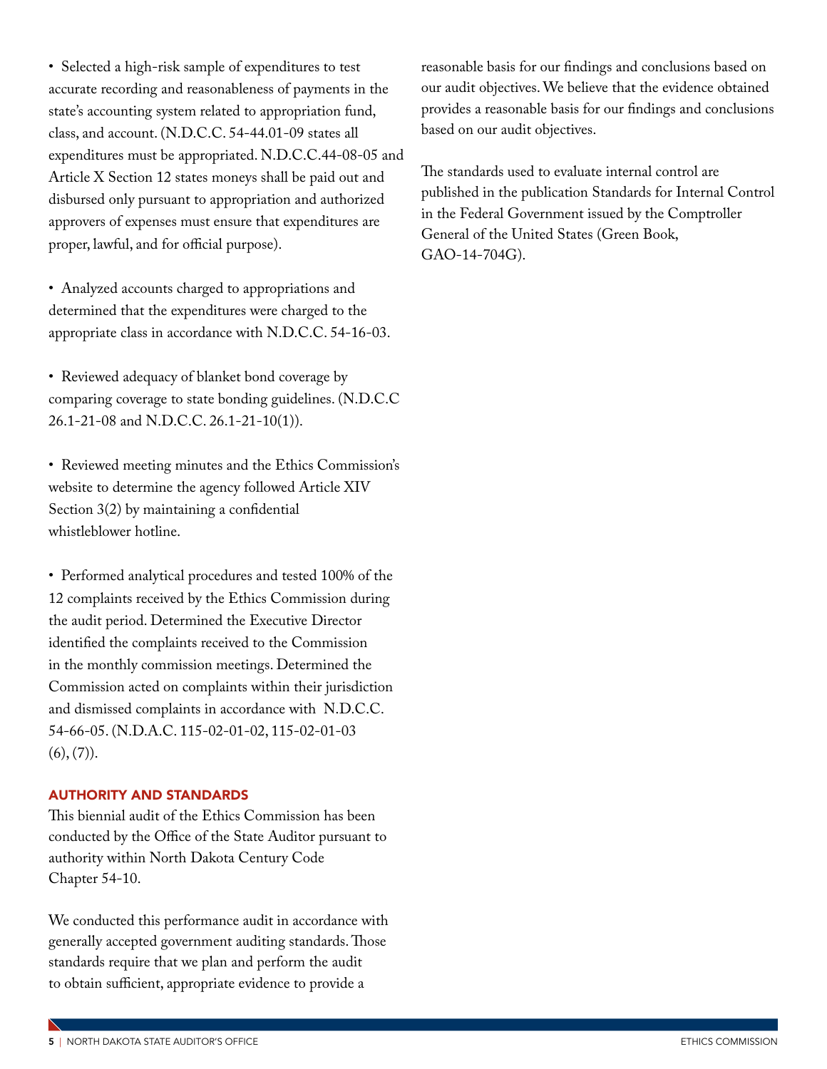- Selected a high-risk sample of expenditures to test accurate recording and reasonableness of payments in the state's accounting system related to appropriation fund, class, and account. (N.D.C.C. 54-44.01-09 states all expenditures must be appropriated. N.D.C.C.44-08-05 and Article X Section 12 states moneys shall be paid out and disbursed only pursuant to appropriation and authorized approvers of expenses must ensure that expenditures are proper, lawful, and for official purpose).

- Analyzed accounts charged to appropriations and determined that the expenditures were charged to the appropriate class in accordance with N.D.C.C. 54-16-03.

- Reviewed adequacy of blanket bond coverage by comparing coverage to state bonding guidelines. (N.D.C.C 26.1-21-08 and N.D.C.C. 26.1-21-10(1)).

- Reviewed meeting minutes and the Ethics Commission's website to determine the agency followed Article XIV Section 3(2) by maintaining a confidential whistleblower hotline.

- Performed analytical procedures and tested 100% of the 12 complaints received by the Ethics Commission during the audit period. Determined the Executive Director identified the complaints received to the Commission in the monthly commission meetings. Determined the Commission acted on complaints within their jurisdiction and dismissed complaints in accordance with N.D.C.C. 54-66-05. (N.D.A.C. 115-02-01-02, 115-02-01-03 (6), (7)).

## AUTHORITY AND STANDARDS

This biennial audit of the Ethics Commission has been conducted by the Office of the State Auditor pursuant to authority within North Dakota Century Code Chapter 54-10.

We conducted this performance audit in accordance with generally accepted government auditing standards. Those standards require that we plan and perform the audit to obtain sufficient, appropriate evidence to provide a reasonable basis for our findings and conclusions based on our audit objectives. We believe that the evidence obtained provides a reasonable basis for our findings and conclusions based on our audit objectives.

The standards used to evaluate internal control are published in the publication Standards for Internal Control in the Federal Government issued by the Comptroller General of the United States (Green Book, GAO-14-704G).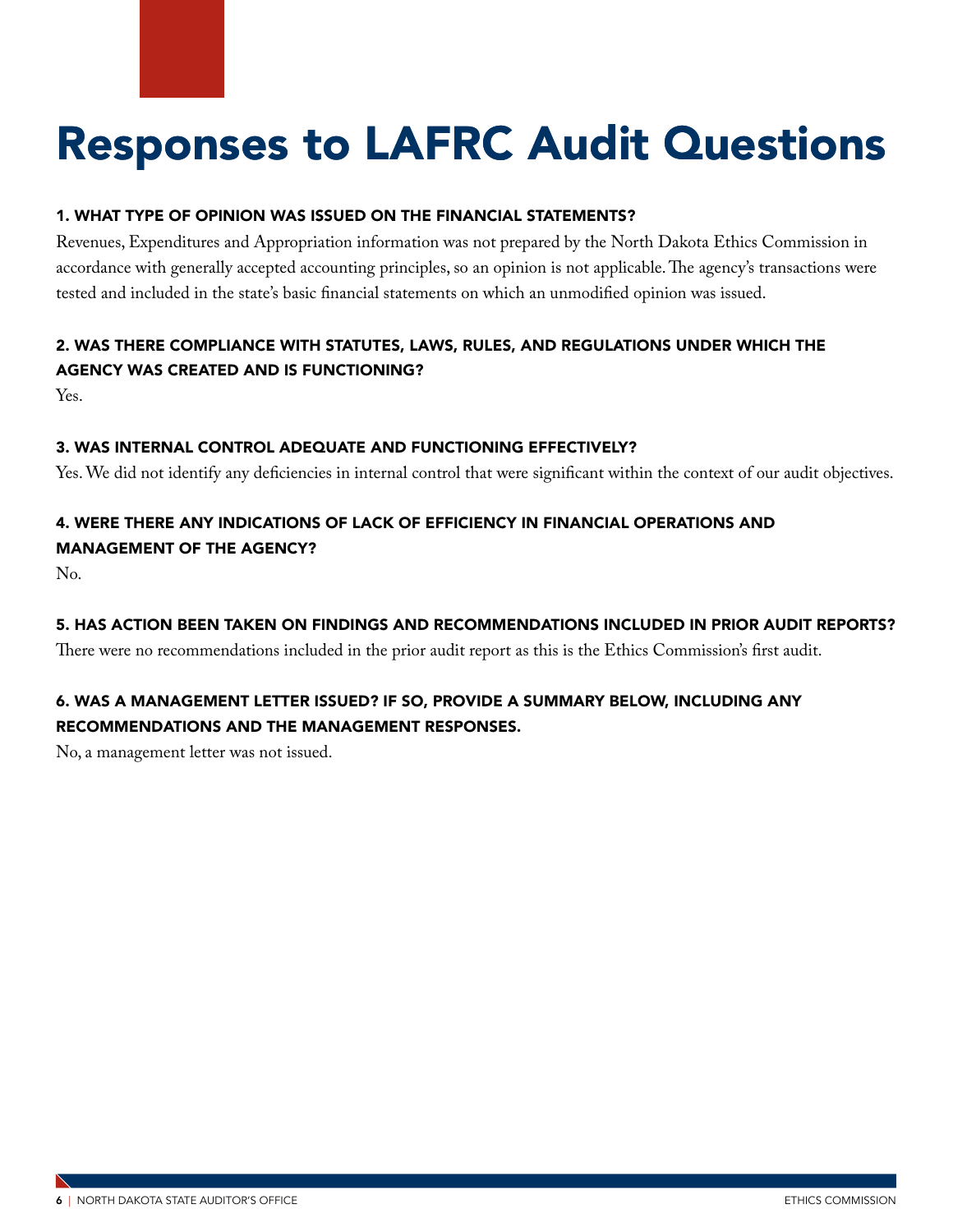# Responses to LAFRC Audit Questions

### 1. WHAT TYPE OF OPINION WAS ISSUED ON THE FINANCIAL STATEMENTS?

Revenues, Expenditures and Appropriation information was not prepared by the North Dakota Ethics Commission in accordance with generally accepted accounting principles, so an opinion is not applicable. The agency's transactions were tested and included in the state's basic financial statements on which an unmodified opinion was issued.

### 2. WAS THERE COMPLIANCE WITH STATUTES, LAWS, RULES, AND REGULATIONS UNDER WHICH THE AGENCY WAS CREATED AND IS FUNCTIONING?

Yes.

### 3. WAS INTERNAL CONTROL ADEQUATE AND FUNCTIONING EFFECTIVELY?

Yes. We did not identify any deficiencies in internal control that were significant within the context of our audit objectives.

### 4. WERE THERE ANY INDICATIONS OF LACK OF EFFICIENCY IN FINANCIAL OPERATIONS AND MANAGEMENT OF THE AGENCY?

No.

### 5. HAS ACTION BEEN TAKEN ON FINDINGS AND RECOMMENDATIONS INCLUDED IN PRIOR AUDIT REPORTS?

There were no recommendations included in the prior audit report as this is the Ethics Commission's first audit.

### 6. WAS A MANAGEMENT LETTER ISSUED? IF SO, PROVIDE A SUMMARY BELOW, INCLUDING ANY RECOMMENDATIONS AND THE MANAGEMENT RESPONSES.

No, a management letter was not issued.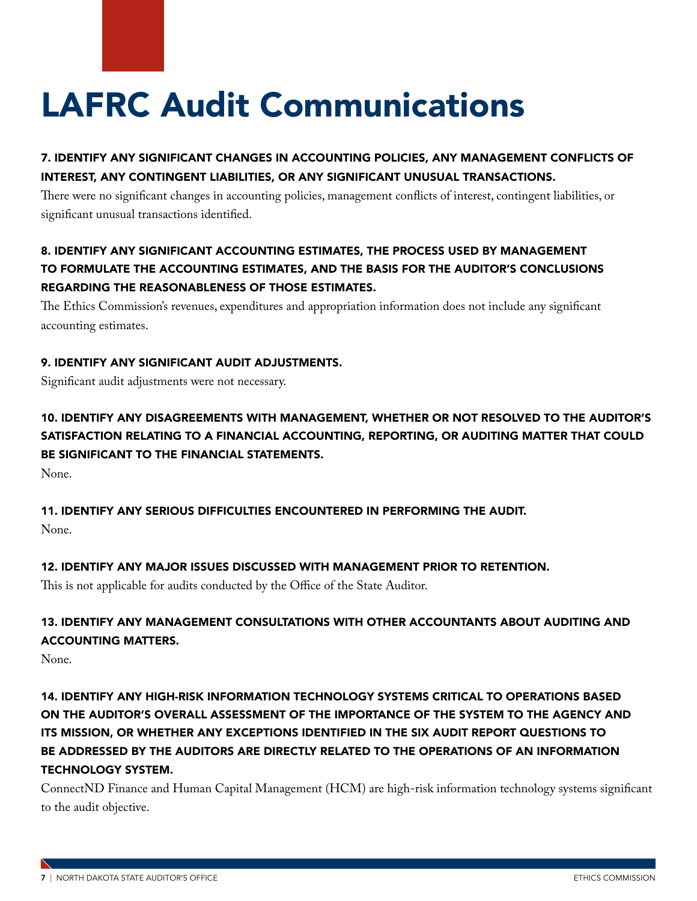# LAFRC Audit Communications

### 7. IDENTIFY ANY SIGNIFICANT CHANGES IN ACCOUNTING POLICIES, ANY MANAGEMENT CONFLICTS OF INTEREST, ANY CONTINGENT LIABILITIES, OR ANY SIGNIFICANT UNUSUAL TRANSACTIONS.

There were no significant changes in accounting policies, management conflicts of interest, contingent liabilities, or significant unusual transactions identified.

### 8. IDENTIFY ANY SIGNIFICANT ACCOUNTING ESTIMATES, THE PROCESS USED BY MANAGEMENT TO FORMULATE THE ACCOUNTING ESTIMATES, AND THE BASIS FOR THE AUDITOR'S CONCLUSIONS REGARDING THE REASONABLENESS OF THOSE ESTIMATES.

The Ethics Commission's revenues, expenditures and appropriation information does not include any significant accounting estimates.

### 9. IDENTIFY ANY SIGNIFICANT AUDIT ADJUSTMENTS.

Significant audit adjustments were not necessary.

### 10. IDENTIFY ANY DISAGREEMENTS WITH MANAGEMENT, WHETHER OR NOT RESOLVED TO THE AUDITOR'S SATISFACTION RELATING TO A FINANCIAL ACCOUNTING, REPORTING, OR AUDITING MATTER THAT COULD BE SIGNIFICANT TO THE FINANCIAL STATEMENTS.

None.

### 11. IDENTIFY ANY SERIOUS DIFFICULTIES ENCOUNTERED IN PERFORMING THE AUDIT.

None.

### 12. IDENTIFY ANY MAJOR ISSUES DISCUSSED WITH MANAGEMENT PRIOR TO RETENTION.

This is not applicable for audits conducted by the Office of the State Auditor.

### 13. IDENTIFY ANY MANAGEMENT CONSULTATIONS WITH OTHER ACCOUNTANTS ABOUT AUDITING AND ACCOUNTING MATTERS.

None.

### 14. IDENTIFY ANY HIGH-RISK INFORMATION TECHNOLOGY SYSTEMS CRITICAL TO OPERATIONS BASED ON THE AUDITOR'S OVERALL ASSESSMENT OF THE IMPORTANCE OF THE SYSTEM TO THE AGENCY AND ITS MISSION, OR WHETHER ANY EXCEPTIONS IDENTIFIED IN THE SIX AUDIT REPORT QUESTIONS TO BE ADDRESSED BY THE AUDITORS ARE DIRECTLY RELATED TO THE OPERATIONS OF AN INFORMATION TECHNOLOGY SYSTEM.

ConnectND Finance and Human Capital Management (HCM) are high-risk information technology systems significant to the audit objective.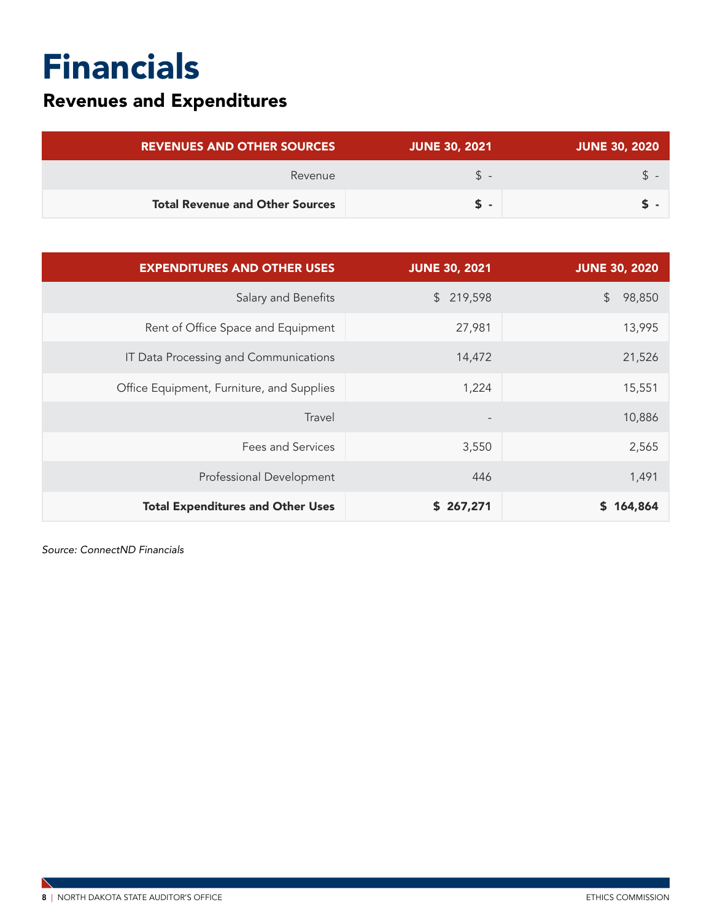# Financials

## Revenues and Expenditures

| REVENUES AND OTHER SOURCES | JUNE 30, 2021 | JUNE 30, 2020 |
|---|---|---|
| Revenue | $ - | $ - |
| **Total Revenue and Other Sources** | **$ -** | **$ -** |

| EXPENDITURES AND OTHER USES | JUNE 30, 2021 | JUNE 30, 2020 |
|---|---|---|
| Salary and Benefits | $ 219,598 | $ 98,850 |
| Rent of Office Space and Equipment | 27,981 | 13,995 |
| IT Data Processing and Communications | 14,472 | 21,526 |
| Office Equipment, Furniture, and Supplies | 1,224 | 15,551 |
| Travel | - | 10,886 |
| Fees and Services | 3,550 | 2,565 |
| Professional Development | 446 | 1,491 |
| **Total Expenditures and Other Uses** | **$ 267,271** | **$ 164,864** |

*Source: ConnectND Financials*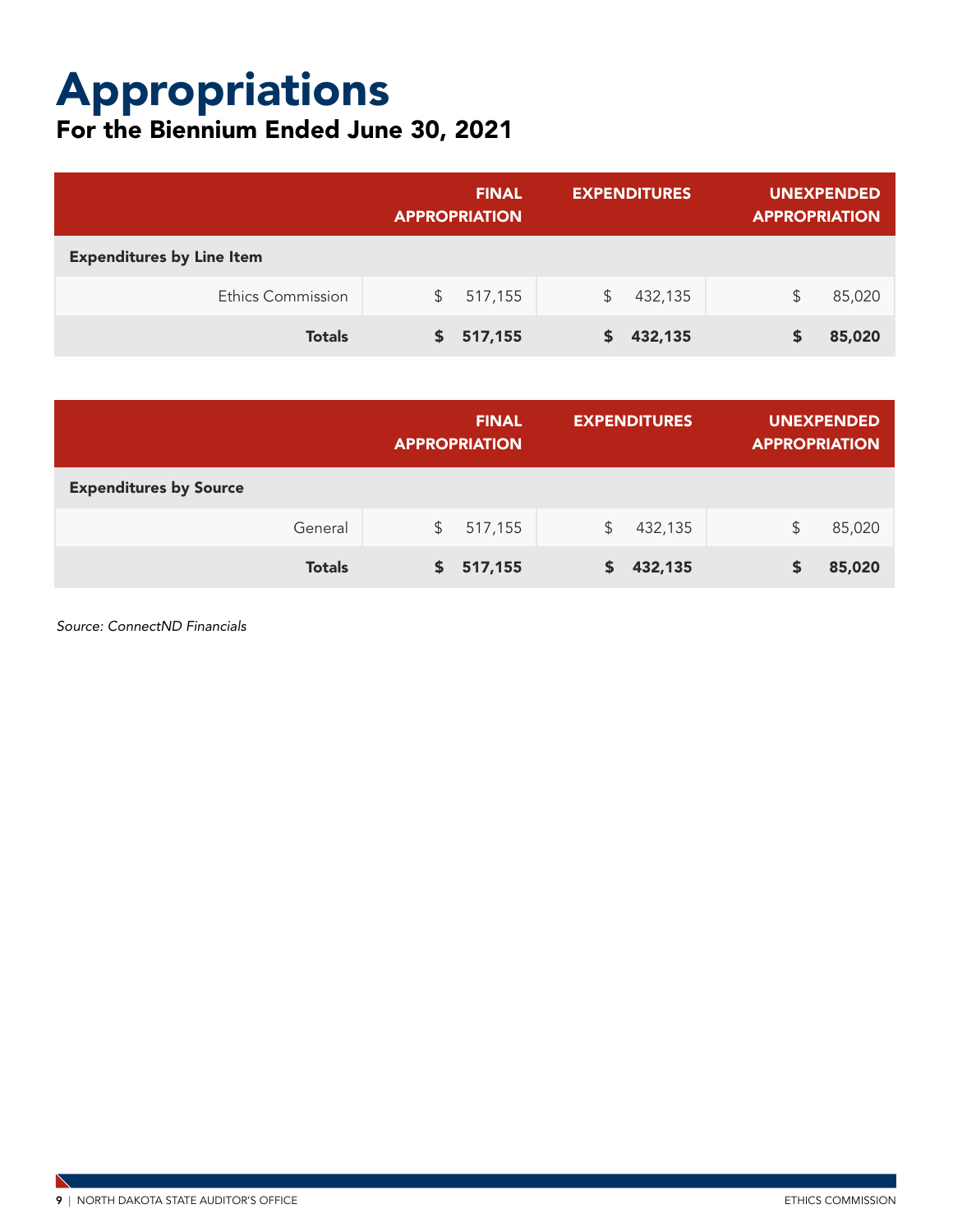# Appropriations

## For the Biennium Ended June 30, 2021

| | FINAL APPROPRIATION | EXPENDITURES | UNEXPENDED APPROPRIATION |
|---|---|---|---|
| **Expenditures by Line Item** | | | |
| Ethics Commission | $ 517,155 | $ 432,135 | $ 85,020 |
| **Totals** | **$ 517,155** | **$ 432,135** | **$ 85,020** |

| | FINAL APPROPRIATION | EXPENDITURES | UNEXPENDED APPROPRIATION |
|---|---|---|---|
| **Expenditures by Source** | | | |
| General | $ 517,155 | $ 432,135 | $ 85,020 |
| **Totals** | **$ 517,155** | **$ 432,135** | **$ 85,020** |

*Source: ConnectND Financials*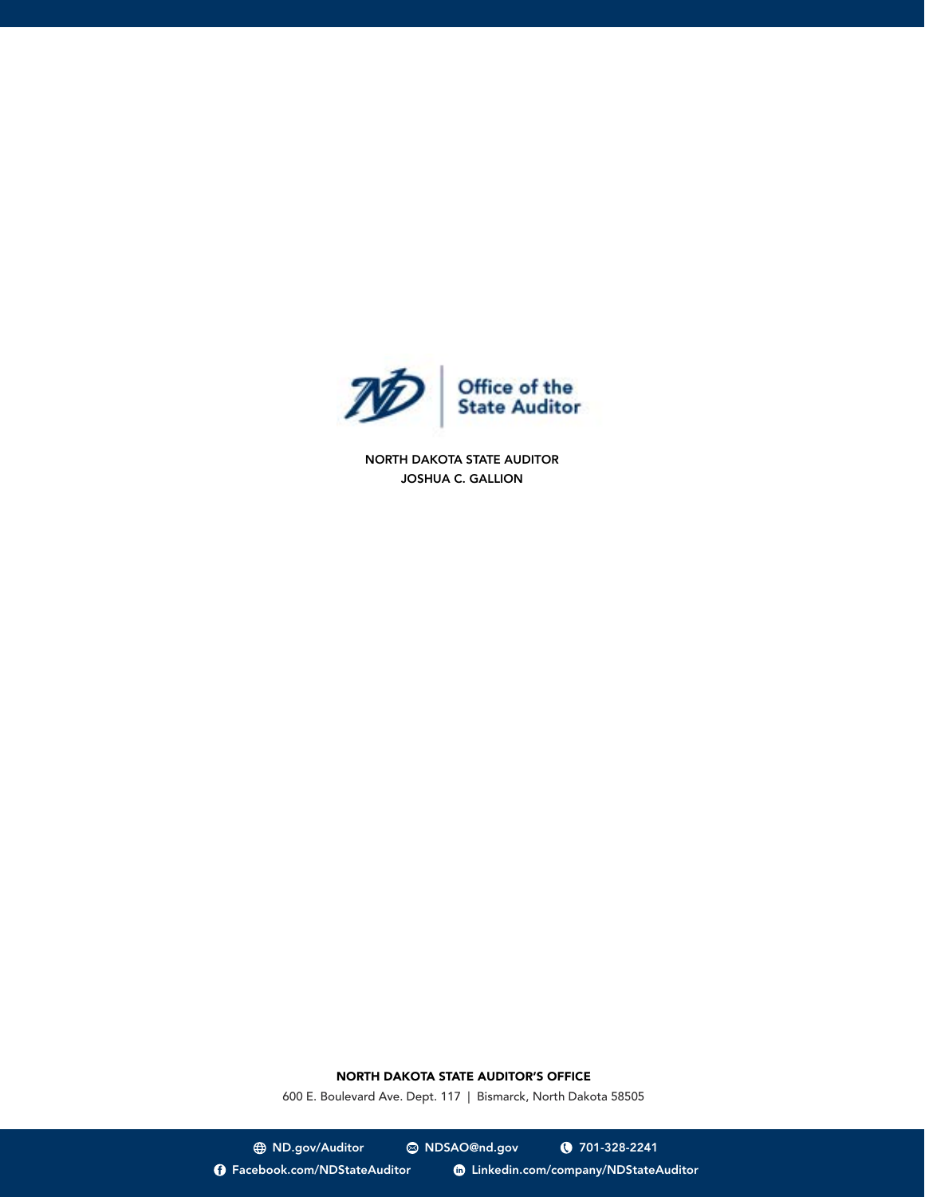Office of the State Auditor

NORTH DAKOTA STATE AUDITOR
JOSHUA C. GALLION

**NORTH DAKOTA STATE AUDITOR'S OFFICE**

600 E. Boulevard Ave. Dept. 117 | Bismarck, North Dakota 58505

ND.gov/Auditor    NDSAO@nd.gov    701-328-2241

Facebook.com/NDStateAuditor    Linkedin.com/company/NDStateAuditor